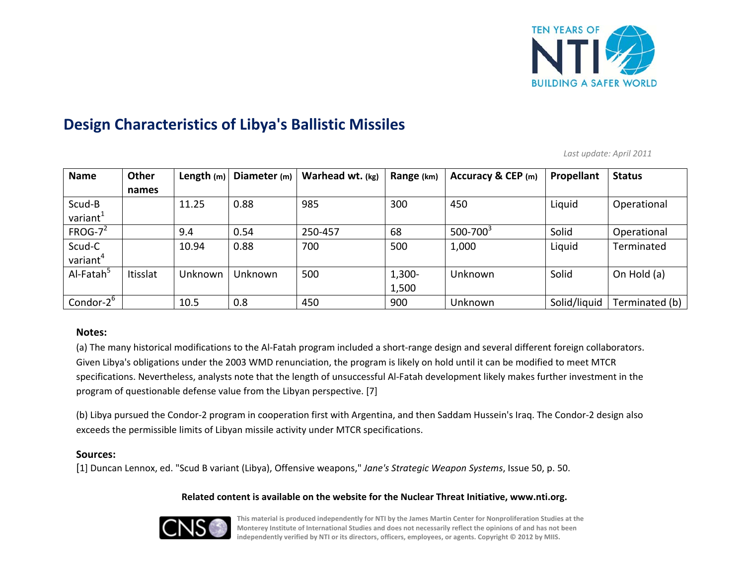# Design Characteristics of Libya's Ballistic Missiles

*Last update: April 2011*

| Name | Other names | Length (m) | Diameter (m) | Warhead wt. (kg) | Range (km) | Accuracy & CEP (m) | Propellant | Status |
|---|---|---|---|---|---|---|---|---|
| Scud-B variant[1] | | 11.25 | 0.88 | 985 | 300 | 450 | Liquid | Operational |
| FROG-7[2] | | 9.4 | 0.54 | 250-457 | 68 | 500-700[3] | Solid | Operational |
| Scud-C variant[4] | | 10.94 | 0.88 | 700 | 500 | 1,000 | Liquid | Terminated |
| Al-Fatah[5] | Itisslat | Unknown | Unknown | 500 | 1,300-1,500 | Unknown | Solid | On Hold (a) |
| Condor-2[6] | | 10.5 | 0.8 | 450 | 900 | Unknown | Solid/liquid | Terminated (b) |

**Notes:**

(a) The many historical modifications to the Al-Fatah program included a short-range design and several different foreign collaborators. Given Libya's obligations under the 2003 WMD renunciation, the program is likely on hold until it can be modified to meet MTCR specifications. Nevertheless, analysts note that the length of unsuccessful Al-Fatah development likely makes further investment in the program of questionable defense value from the Libyan perspective. [7]

(b) Libya pursued the Condor-2 program in cooperation first with Argentina, and then Saddam Hussein's Iraq. The Condor-2 design also exceeds the permissible limits of Libyan missile activity under MTCR specifications.

**Sources:**

[1] Duncan Lennox, ed. "Scud B variant (Libya), Offensive weapons," *Jane's Strategic Weapon Systems*, Issue 50, p. 50.

**Related content is available on the website for the Nuclear Threat Initiative, www.nti.org.**

This material is produced independently for NTI by the James Martin Center for Nonproliferation Studies at the Monterey Institute of International Studies and does not necessarily reflect the opinions of and has not been independently verified by NTI or its directors, officers, employees, or agents. Copyright © 2012 by MIIS.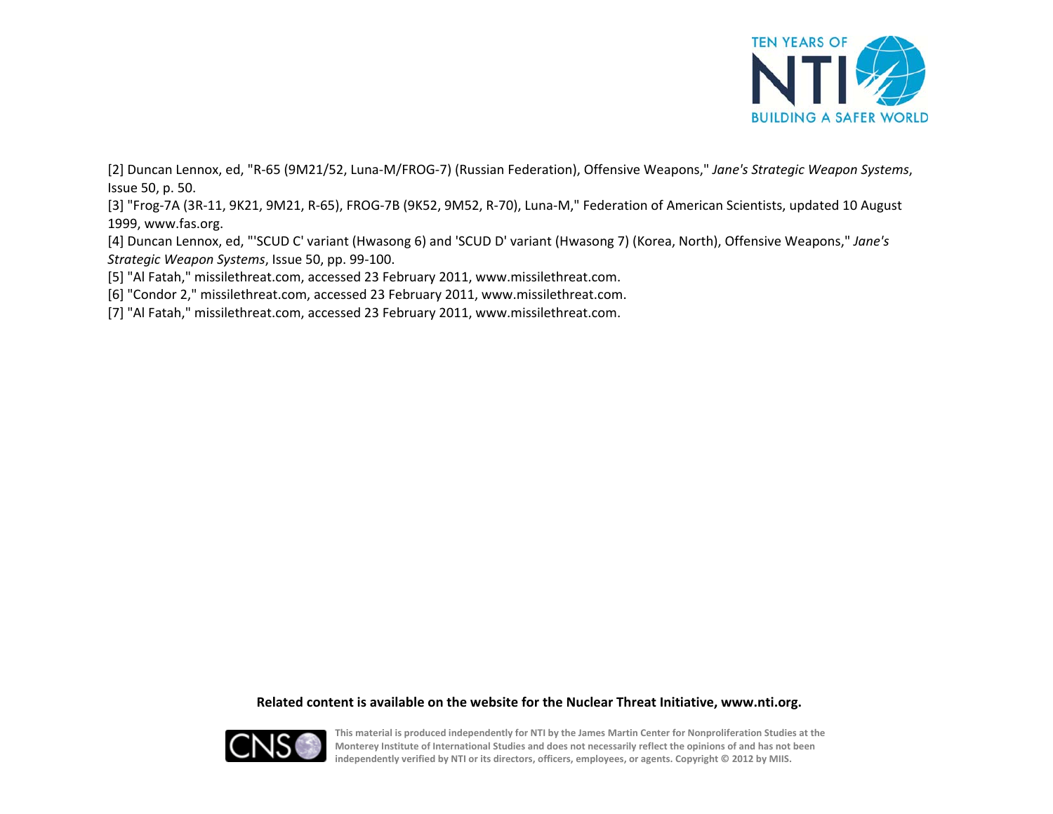[2] Duncan Lennox, ed, "R-65 (9M21/52, Luna-M/FROG-7) (Russian Federation), Offensive Weapons," *Jane's Strategic Weapon Systems*, Issue 50, p. 50.

[3] "Frog-7A (3R-11, 9K21, 9M21, R-65), FROG-7B (9K52, 9M52, R-70), Luna-M," Federation of American Scientists, updated 10 August 1999, www.fas.org.

[4] Duncan Lennox, ed, "'SCUD C' variant (Hwasong 6) and 'SCUD D' variant (Hwasong 7) (Korea, North), Offensive Weapons," *Jane's Strategic Weapon Systems*, Issue 50, pp. 99-100.

[5] "Al Fatah," missilethreat.com, accessed 23 February 2011, www.missilethreat.com.

[6] "Condor 2," missilethreat.com, accessed 23 February 2011, www.missilethreat.com.

[7] "Al Fatah," missilethreat.com, accessed 23 February 2011, www.missilethreat.com.

**Related content is available on the website for the Nuclear Threat Initiative, www.nti.org.**

**This material is produced independently for NTI by the James Martin Center for Nonproliferation Studies at the Monterey Institute of International Studies and does not necessarily reflect the opinions of and has not been independently verified by NTI or its directors, officers, employees, or agents. Copyright © 2012 by MIIS.**